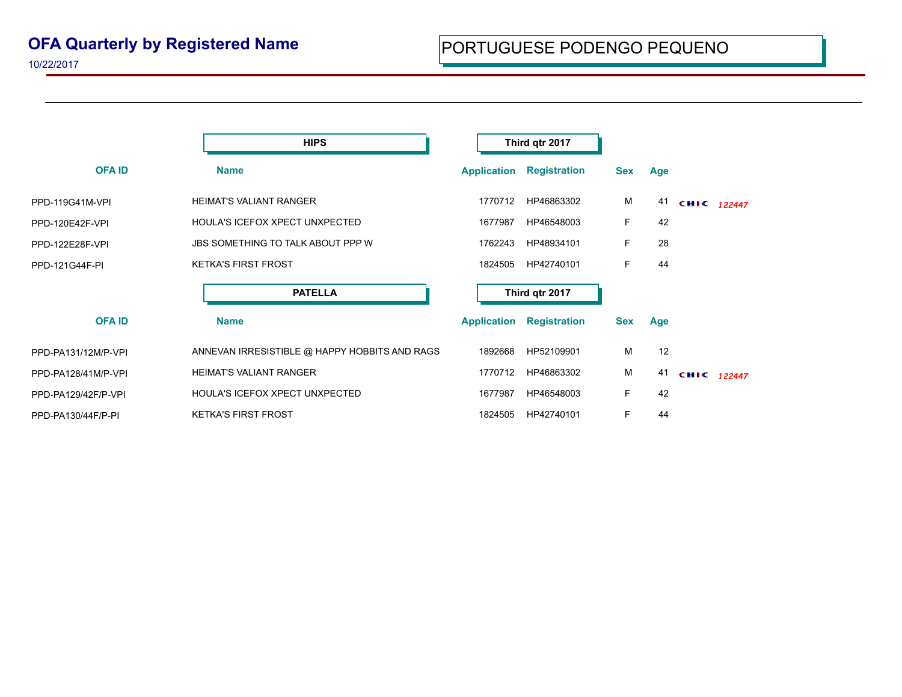# OFA Quarterly by Registered Name

10/22/2017

## PORTUGUESE PODENGO PEQUENO

### HIPS — Third qtr 2017

| OFA ID | Name | Application | Registration | Sex | Age | |
|---|---|---|---|---|---|---|
| PPD-119G41M-VPI | HEIMAT'S VALIANT RANGER | 1770712 | HP46863302 | M | 41 | CHIC *122447* |
| PPD-120E42F-VPI | HOULA'S ICEFOX XPECT UNXPECTED | 1677987 | HP46548003 | F | 42 | |
| PPD-122E28F-VPI | JBS SOMETHING TO TALK ABOUT PPP W | 1762243 | HP48934101 | F | 28 | |
| PPD-121G44F-PI | KETKA'S FIRST FROST | 1824505 | HP42740101 | F | 44 | |

### PATELLA — Third qtr 2017

| OFA ID | Name | Application | Registration | Sex | Age | |
|---|---|---|---|---|---|---|
| PPD-PA131/12M/P-VPI | ANNEVAN IRRESISTIBLE @ HAPPY HOBBITS AND RAGS | 1892668 | HP52109901 | M | 12 | |
| PPD-PA128/41M/P-VPI | HEIMAT'S VALIANT RANGER | 1770712 | HP46863302 | M | 41 | CHIC *122447* |
| PPD-PA129/42F/P-VPI | HOULA'S ICEFOX XPECT UNXPECTED | 1677987 | HP46548003 | F | 42 | |
| PPD-PA130/44F/P-PI | KETKA'S FIRST FROST | 1824505 | HP42740101 | F | 44 | |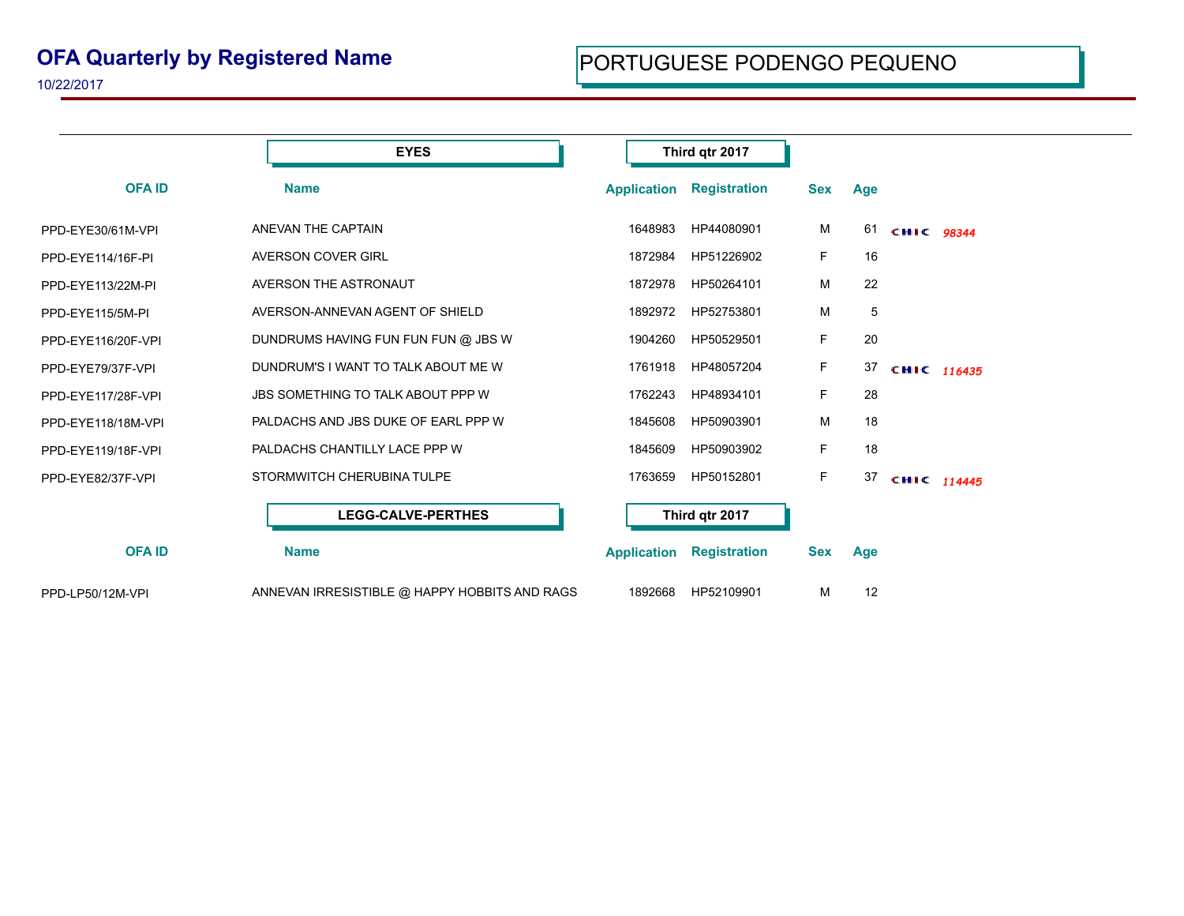# OFA Quarterly by Registered Name

10/22/2017

PORTUGUESE PODENGO PEQUENO

## EYES — Third qtr 2017

| OFA ID | Name | Application | Registration | Sex | Age | |
|---|---|---|---|---|---|---|
| PPD-EYE30/61M-VPI | ANEVAN THE CAPTAIN | 1648983 | HP44080901 | M | 61 | CHIC *98344* |
| PPD-EYE114/16F-PI | AVERSON COVER GIRL | 1872984 | HP51226902 | F | 16 | |
| PPD-EYE113/22M-PI | AVERSON THE ASTRONAUT | 1872978 | HP50264101 | M | 22 | |
| PPD-EYE115/5M-PI | AVERSON-ANNEVAN AGENT OF SHIELD | 1892972 | HP52753801 | M | 5 | |
| PPD-EYE116/20F-VPI | DUNDRUMS HAVING FUN FUN FUN @ JBS W | 1904260 | HP50529501 | F | 20 | |
| PPD-EYE79/37F-VPI | DUNDRUM'S I WANT TO TALK ABOUT ME W | 1761918 | HP48057204 | F | 37 | CHIC *116435* |
| PPD-EYE117/28F-VPI | JBS SOMETHING TO TALK ABOUT PPP W | 1762243 | HP48934101 | F | 28 | |
| PPD-EYE118/18M-VPI | PALDACHS AND JBS DUKE OF EARL PPP W | 1845608 | HP50903901 | M | 18 | |
| PPD-EYE119/18F-VPI | PALDACHS CHANTILLY LACE PPP W | 1845609 | HP50903902 | F | 18 | |
| PPD-EYE82/37F-VPI | STORMWITCH CHERUBINA TULPE | 1763659 | HP50152801 | F | 37 | CHIC *114445* |

## LEGG-CALVE-PERTHES — Third qtr 2017

| OFA ID | Name | Application | Registration | Sex | Age |
|---|---|---|---|---|---|
| PPD-LP50/12M-VPI | ANNEVAN IRRESISTIBLE @ HAPPY HOBBITS AND RAGS | 1892668 | HP52109901 | M | 12 |